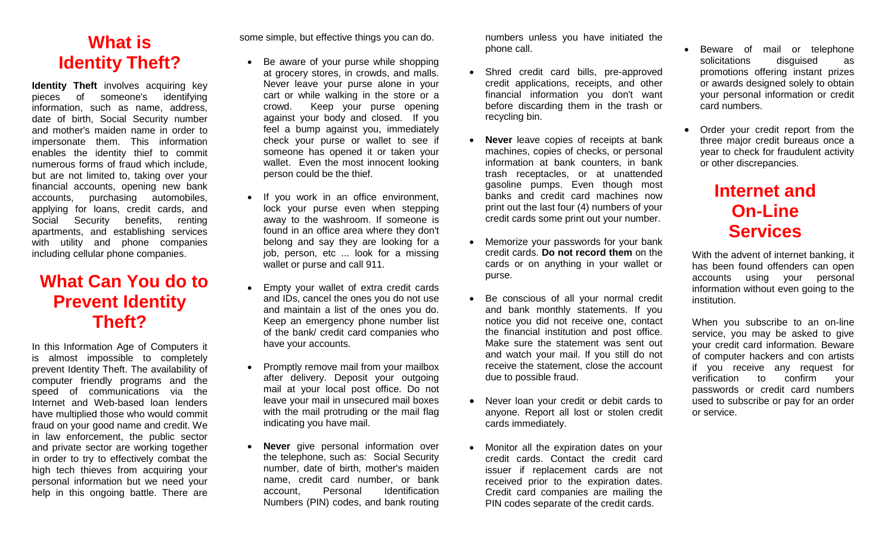# What is Identity Theft?

**Identity Theft** involves acquiring key pieces of someone's identifying information, such as name, address, date of birth, Social Security number and mother's maiden name in order to impersonate them. This information enables the identity thief to commit numerous forms of fraud which include, but are not limited to, taking over your financial accounts, opening new bank accounts, purchasing automobiles, applying for loans, credit cards, and Social Security benefits, renting apartments, and establishing services with utility and phone companies including cellular phone companies.

# What Can You do to Prevent Identity Theft?

In this Information Age of Computers it is almost impossible to completely prevent Identity Theft. The availability of computer friendly programs and the speed of communications via the Internet and Web-based loan lenders have multiplied those who would commit fraud on your good name and credit. We in law enforcement, the public sector and private sector are working together in order to try to effectively combat the high tech thieves from acquiring your personal information but we need your help in this ongoing battle. There are some simple, but effective things you can do.

- Be aware of your purse while shopping at grocery stores, in crowds, and malls. Never leave your purse alone in your cart or while walking in the store or a crowd. Keep your purse opening against your body and closed. If you feel a bump against you, immediately check your purse or wallet to see if someone has opened it or taken your wallet. Even the most innocent looking person could be the thief.
- If you work in an office environment, lock your purse even when stepping away to the washroom. If someone is found in an office area where they don't belong and say they are looking for a job, person, etc ... look for a missing wallet or purse and call 911.
- Empty your wallet of extra credit cards and IDs, cancel the ones you do not use and maintain a list of the ones you do. Keep an emergency phone number list of the bank/ credit card companies who have your accounts.
- Promptly remove mail from your mailbox after delivery. Deposit your outgoing mail at your local post office. Do not leave your mail in unsecured mail boxes with the mail protruding or the mail flag indicating you have mail.
- **Never** give personal information over the telephone, such as: Social Security number, date of birth, mother's maiden name, credit card number, or bank account, Personal Identification Numbers (PIN) codes, and bank routing numbers unless you have initiated the phone call.
- Shred credit card bills, pre-approved credit applications, receipts, and other financial information you don't want before discarding them in the trash or recycling bin.
- **Never** leave copies of receipts at bank machines, copies of checks, or personal information at bank counters, in bank trash receptacles, or at unattended gasoline pumps. Even though most banks and credit card machines now print out the last four (4) numbers of your credit cards some print out your number.
- Memorize your passwords for your bank credit cards. **Do not record them** on the cards or on anything in your wallet or purse.
- Be conscious of all your normal credit and bank monthly statements. If you notice you did not receive one, contact the financial institution and post office. Make sure the statement was sent out and watch your mail. If you still do not receive the statement, close the account due to possible fraud.
- Never loan your credit or debit cards to anyone. Report all lost or stolen credit cards immediately.
- Monitor all the expiration dates on your credit cards. Contact the credit card issuer if replacement cards are not received prior to the expiration dates. Credit card companies are mailing the PIN codes separate of the credit cards.
- Beware of mail or telephone solicitations disguised as promotions offering instant prizes or awards designed solely to obtain your personal information or credit card numbers.
- Order your credit report from the three major credit bureaus once a year to check for fraudulent activity or other discrepancies.

# Internet and On-Line Services

With the advent of internet banking, it has been found offenders can open accounts using your personal information without even going to the institution.

When you subscribe to an on-line service, you may be asked to give your credit card information. Beware of computer hackers and con artists if you receive any request for verification to confirm your passwords or credit card numbers used to subscribe or pay for an order or service.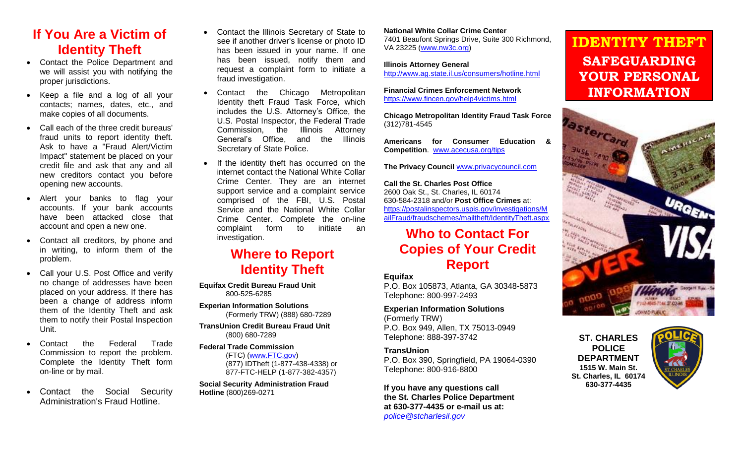# If You Are a Victim of Identity Theft

- Contact the Police Department and we will assist you with notifying the proper jurisdictions.
- Keep a file and a log of all your contacts; names, dates, etc., and make copies of all documents.
- Call each of the three credit bureaus' fraud units to report identity theft. Ask to have a "Fraud Alert/Victim Impact" statement be placed on your credit file and ask that any and all new creditors contact you before opening new accounts.
- Alert your banks to flag your accounts. If your bank accounts have been attacked close that account and open a new one.
- Contact all creditors, by phone and in writing, to inform them of the problem.
- Call your U.S. Post Office and verify no change of addresses have been placed on your address. If there has been a change of address inform them of the Identity Theft and ask them to notify their Postal Inspection Unit.
- Contact the Federal Trade Commission to report the problem. Complete the Identity Theft form on-line or by mail.
- Contact the Social Security Administration's Fraud Hotline.
- Contact the Illinois Secretary of State to see if another driver's license or photo ID has been issued in your name. If one has been issued, notify them and request a complaint form to initiate a fraud investigation.
- Contact the Chicago Metropolitan Identity theft Fraud Task Force, which includes the U.S. Attorney's Office, the U.S. Postal Inspector, the Federal Trade Commission, the Illinois Attorney General's Office, and the Illinois Secretary of State Police.
- If the identity theft has occurred on the internet contact the National White Collar Crime Center. They are an internet support service and a complaint service comprised of the FBI, U.S. Postal Service and the National White Collar Crime Center. Complete the on-line complaint form to initiate an investigation.

## Where to Report Identity Theft

**Equifax Credit Bureau Fraud Unit**
800-525-6285

**Experian Information Solutions**
(Formerly TRW) (888) 680-7289

**TransUnion Credit Bureau Fraud Unit**
(800) 680-7289

**Federal Trade Commission**
(FTC) (www.FTC.gov)
(877) IDTheft (1-877-438-4338) or
877-FTC-HELP (1-877-382-4357)

**Social Security Administration Fraud Hotline** (800)269-0271

**National White Collar Crime Center**
7401 Beaufont Springs Drive, Suite 300 Richmond, VA 23225 (www.nw3c.org)

**Illinois Attorney General**
http://www.ag.state.il.us/consumers/hotline.html

**Financial Crimes Enforcement Network**
https://www.fincen.gov/help4victims.html

**Chicago Metropolitan Identity Fraud Task Force**
(312)781-4545

**Americans for Consumer Education & Competition**. www.acecusa.org/tips

**The Privacy Council** www.privacycouncil.com

**Call the St. Charles Post Office**
2600 Oak St., St. Charles, IL 60174
630-584-2318 and/or **Post Office Crimes** at:
https://postalinspectors.uspis.gov/investigations/MailFraud/fraudschemes/mailtheft/IdentityTheft.aspx

## Who to Contact For Copies of Your Credit Report

**Equifax**
P.O. Box 105873, Atlanta, GA 30348-5873
Telephone: 800-997-2493

**Experian Information Solutions**
(Formerly TRW)
P.O. Box 949, Allen, TX 75013-0949
Telephone: 888-397-3742

**TransUnion**
P.O. Box 390, Springfield, PA 19064-0390
Telephone: 800-916-8800

**If you have any questions call the St. Charles Police Department at 630-377-4435 or e-mail us at:**
*police@stcharlesil.gov*

# IDENTITY THEFT

## SAFEGUARDING YOUR PERSONAL INFORMATION

**ST. CHARLES POLICE DEPARTMENT**
**1515 W. Main St.**
**St. Charles, IL 60174**
**630-377-4435**